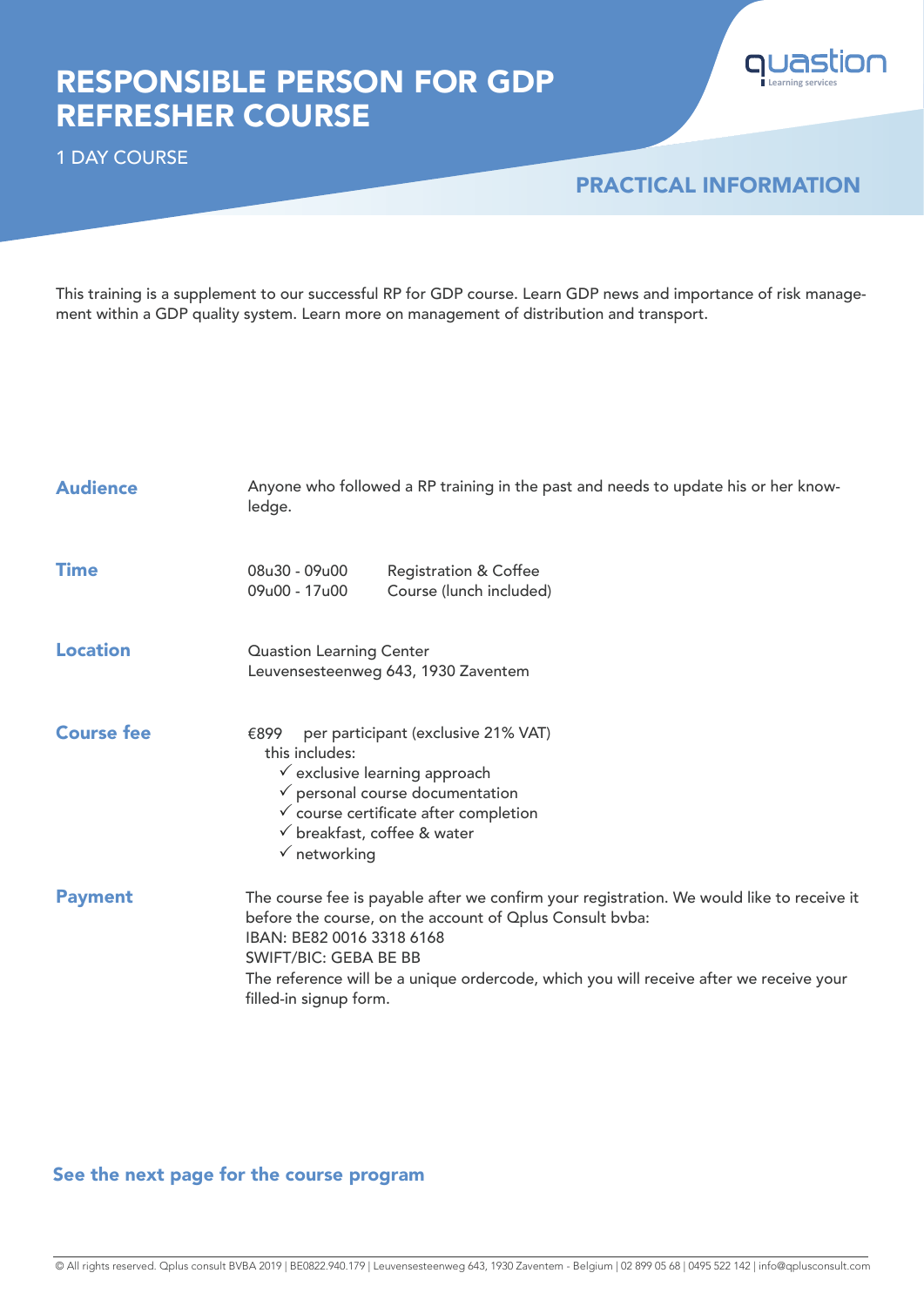# RESPONSIBLE PERSON FOR GDP REFRESHER COURSE

1 DAY COURSE

## PRACTICAL INFORMATION

This training is a supplement to our successful RP for GDP course. Learn GDP news and importance of risk management within a GDP quality system. Learn more on management of distribution and transport.

**Audience**

Anyone who followed a RP training in the past and needs to update his or her knowledge.

**Time**

| | |
|---|---|
| 08u30 - 09u00 | Registration & Coffee |
| 09u00 - 17u00 | Course (lunch included) |

**Location**

Quastion Learning Center
Leuvensesteenweg 643, 1930 Zaventem

**Course fee**

€899 per participant (exclusive 21% VAT)
this includes:

- ✓ exclusive learning approach
- ✓ personal course documentation
- ✓ course certificate after completion
- ✓ breakfast, coffee & water
- ✓ networking

**Payment**

The course fee is payable after we confirm your registration. We would like to receive it before the course, on the account of Qplus Consult bvba:
IBAN: BE82 0016 3318 6168
SWIFT/BIC: GEBA BE BB
The reference will be a unique ordercode, which you will receive after we receive your filled-in signup form.

**See the next page for the course program**

© All rights reserved. Qplus consult BVBA 2019 | BE0822.940.179 | Leuvensesteenweg 643, 1930 Zaventem - Belgium | 02 899 05 68 | 0495 522 142 | info@qplusconsult.com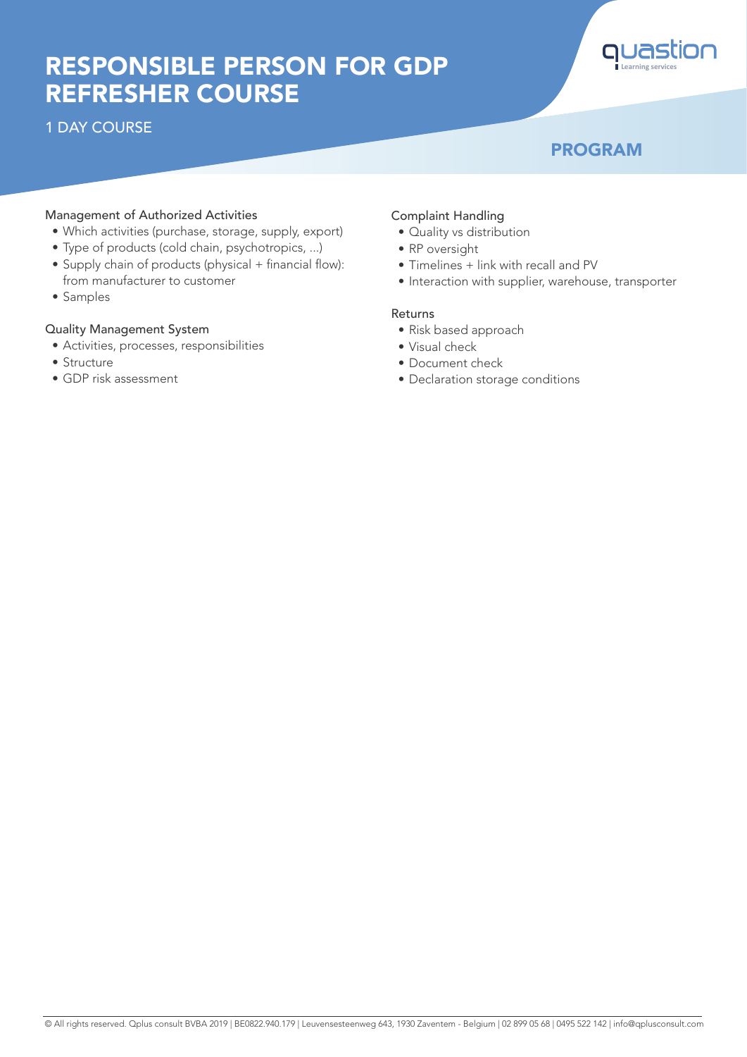# RESPONSIBLE PERSON FOR GDP REFRESHER COURSE

1 DAY COURSE

## PROGRAM

### Management of Authorized Activities

- Which activities (purchase, storage, supply, export)
- Type of products (cold chain, psychotropics, ...)
- Supply chain of products (physical + financial flow): from manufacturer to customer
- Samples

### Quality Management System

- Activities, processes, responsibilities
- Structure
- GDP risk assessment

### Complaint Handling

- Quality vs distribution
- RP oversight
- Timelines + link with recall and PV
- Interaction with supplier, warehouse, transporter

### Returns

- Risk based approach
- Visual check
- Document check
- Declaration storage conditions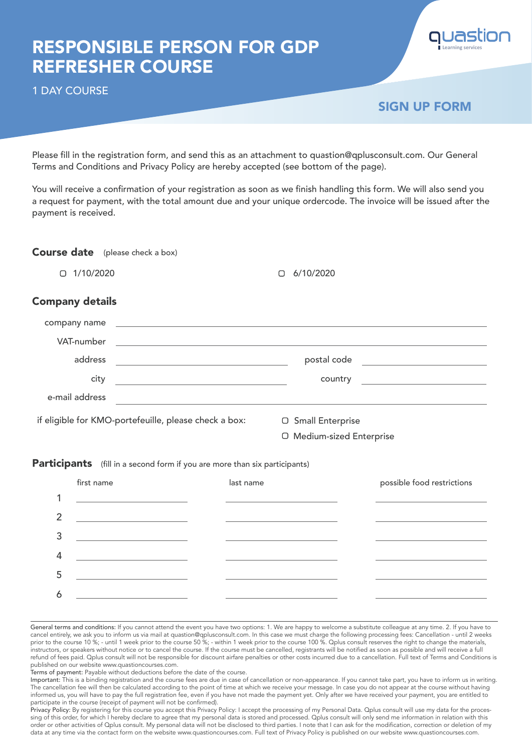# RESPONSIBLE PERSON FOR GDP REFRESHER COURSE

1 DAY COURSE

quastion
Learning services

## SIGN UP FORM

Please fill in the registration form, and send this as an attachment to quastion@qplusconsult.com. Our General Terms and Conditions and Privacy Policy are hereby accepted (see bottom of the page).

You will receive a confirmation of your registration as soon as we finish handling this form. We will also send you a request for payment, with the total amount due and your unique ordercode. The invoice will be issued after the payment is received.

### Course date (please check a box)

- ▢ 1/10/2020
- ▢ 6/10/2020

### Company details

company name ____________________

VAT-number ____________________

address ____________________ postal code ____________________

city ____________________ country ____________________

e-mail address ____________________

if eligible for KMO-portefeuille, please check a box:

- ▢ Small Enterprise
- ▢ Medium-sized Enterprise

### Participants (fill in a second form if you are more than six participants)

| | first name | last name | possible food restrictions |
|---|---|---|---|
| 1 | | | |
| 2 | | | |
| 3 | | | |
| 4 | | | |
| 5 | | | |
| 6 | | | |

General terms and conditions: If you cannot attend the event you have two options: 1. We are happy to welcome a substitute colleague at any time. 2. If you have to cancel entirely, we ask you to inform us via mail at quastion@qplusconsult.com. In this case we must charge the following processing fees: Cancellation - until 2 weeks prior to the course 10 %; - until 1 week prior to the course 50 %; - within 1 week prior to the course 100 %. Qplus consult reserves the right to change the materials, instructors, or speakers without notice or to cancel the course. If the course must be cancelled, registrants will be notified as soon as possible and will receive a full refund of fees paid. Qplus consult will not be responsible for discount airfare penalties or other costs incurred due to a cancellation. Full text of Terms and Conditions is published on our website www.quastioncourses.com.

Terms of payment: Payable without deductions before the date of the course.

Important: This is a binding registration and the course fees are due in case of cancellation or non-appearance. If you cannot take part, you have to inform us in writing. The cancellation fee will then be calculated according to the point of time at which we receive your message. In case you do not appear at the course without having informed us, you will have to pay the full registration fee, even if you have not made the payment yet. Only after we have received your payment, you are entitled to participate in the course (receipt of payment will not be confirmed).

Privacy Policy: By registering for this course you accept this Privacy Policy: I accept the processing of my Personal Data. Qplus consult will use my data for the processing of this order, for which I hereby declare to agree that my personal data is stored and processed. Qplus consult will only send me information in relation with this order or other activities of Qplus consult. My personal data will not be disclosed to third parties. I note that I can ask for the modification, correction or deletion of my data at any time via the contact form on the website www.quastioncourses.com. Full text of Privacy Policy is published on our website www.quastioncourses.com.